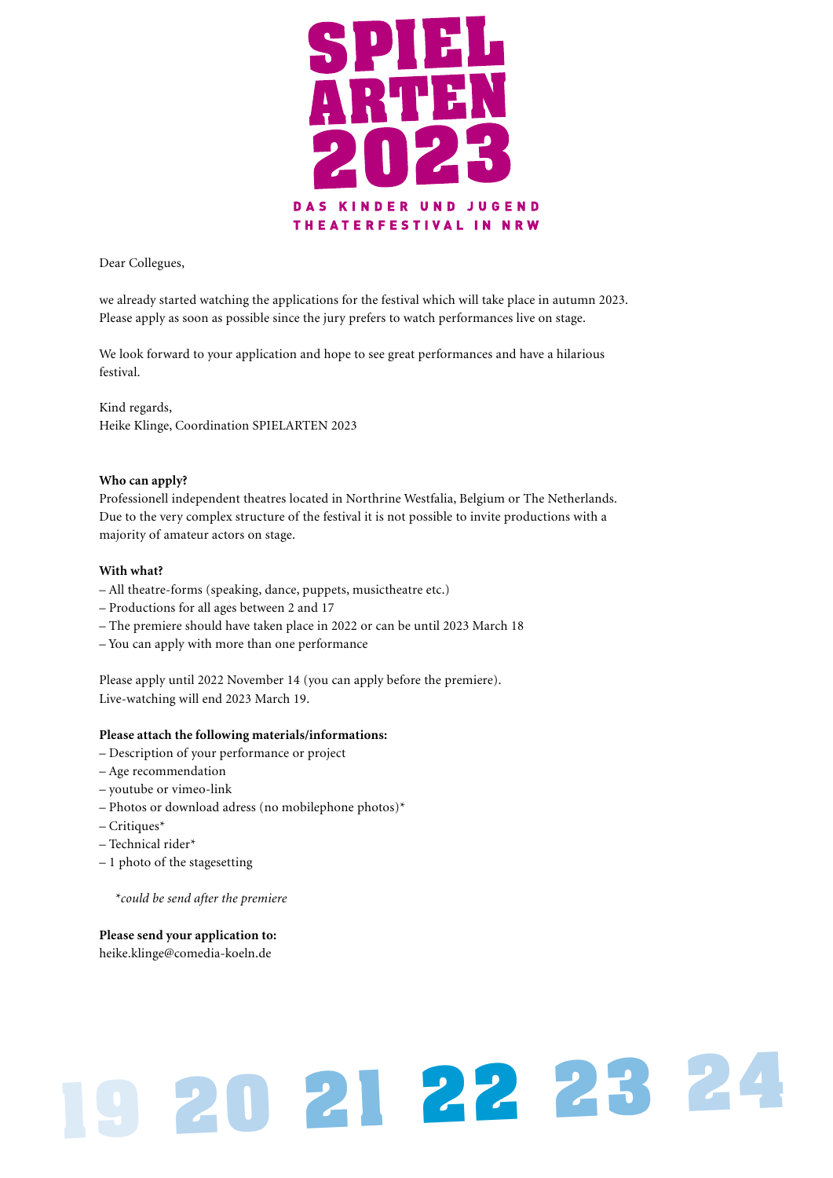# SPIEL ARTEN 2023

DAS KINDER UND JUGEND THEATERFESTIVAL IN NRW

Dear Collegues,

we already started watching the applications for the festival which will take place in autumn 2023. Please apply as soon as possible since the jury prefers to watch performances live on stage.

We look forward to your application and hope to see great performances and have a hilarious festival.

Kind regards,
Heike Klinge, Coordination SPIELARTEN 2023

**Who can apply?**
Professionell independent theatres located in Northrine Westfalia, Belgium or The Netherlands. Due to the very complex structure of the festival it is not possible to invite productions with a majority of amateur actors on stage.

**With what?**
- All theatre-forms (speaking, dance, puppets, musictheatre etc.)
- Productions for all ages between 2 and 17
- The premiere should have taken place in 2022 or can be until 2023 March 18
- You can apply with more than one performance

Please apply until 2022 November 14 (you can apply before the premiere).
Live-watching will end 2023 March 19.

**Please attach the following materials/informations:**
- Description of your performance or project
- Age recommendation
- youtube or vimeo-link
- Photos or download adress (no mobilephone photos)*
- Critiques*
- Technical rider*
- 1 photo of the stagesetting

*\*could be send after the premiere*

**Please send your application to:**
heike.klinge@comedia-koeln.de

19 20 21 22 23 24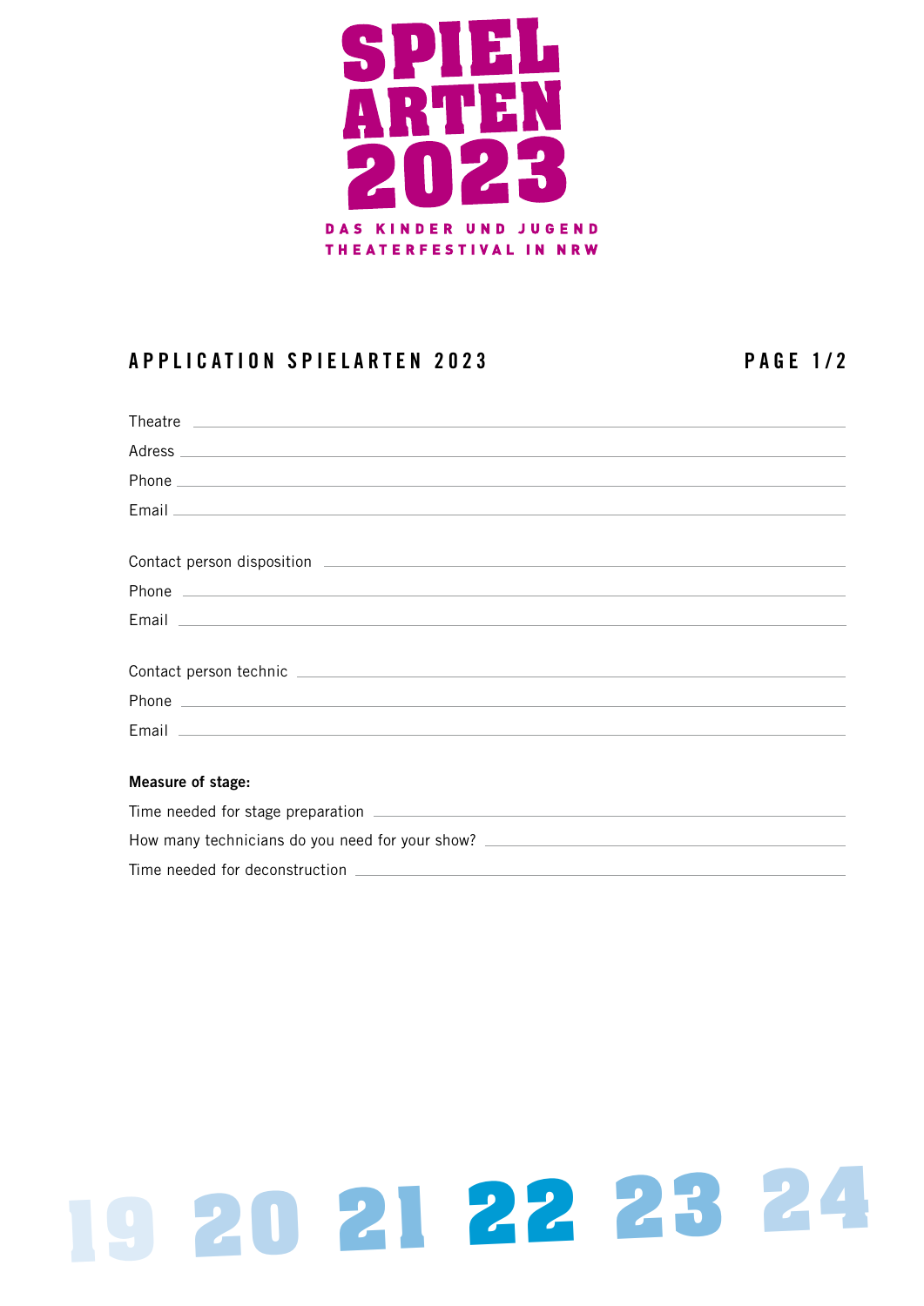# SPIEL ARTEN 2023

DAS KINDER UND JUGEND THEATERFESTIVAL IN NRW

## APPLICATION SPIELARTEN 2023

PAGE 1/2

Theatre ____________________

Adress ____________________

Phone ____________________

Email ____________________

Contact person disposition ____________________

Phone ____________________

Email ____________________

Contact person technic ____________________

Phone ____________________

Email ____________________

**Measure of stage:**

Time needed for stage preparation ____________________

How many technicians do you need for your show? ____________________

Time needed for deconstruction ____________________

19 20 21 22 23 24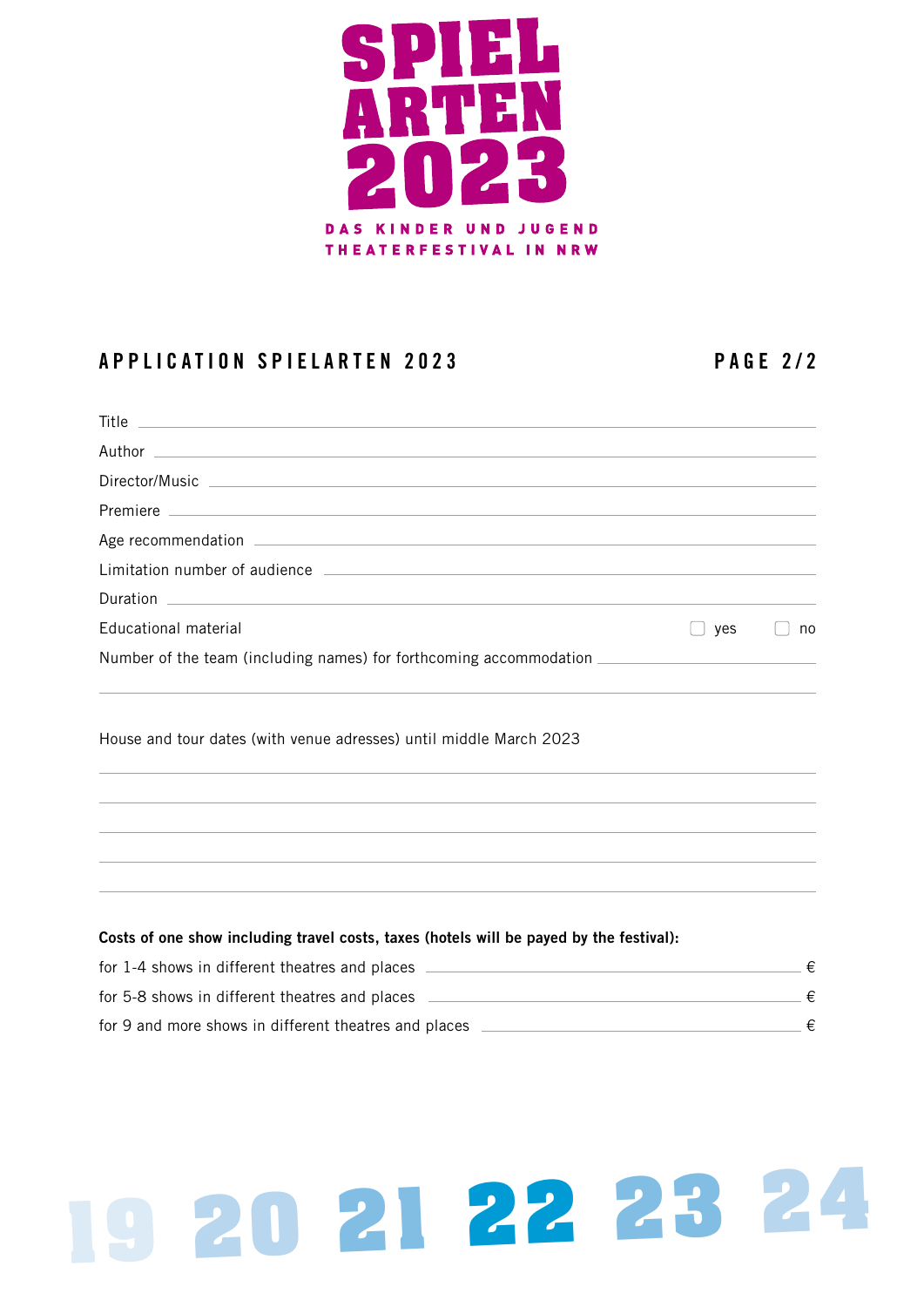SPIEL ARTEN 2023

DAS KINDER UND JUGEND THEATERFESTIVAL IN NRW

## APPLICATION SPIELARTEN 2023 PAGE 2/2

Title \_\_\_\_\_\_\_\_\_\_\_\_\_\_\_\_\_\_\_\_\_\_\_\_\_\_\_\_\_\_\_\_

Author \_\_\_\_\_\_\_\_\_\_\_\_\_\_\_\_\_\_\_\_\_\_\_\_\_\_\_\_\_\_\_\_

Director/Music \_\_\_\_\_\_\_\_\_\_\_\_\_\_\_\_\_\_\_\_\_\_\_\_\_\_\_\_\_\_\_\_

Premiere \_\_\_\_\_\_\_\_\_\_\_\_\_\_\_\_\_\_\_\_\_\_\_\_\_\_\_\_\_\_\_\_

Age recommendation \_\_\_\_\_\_\_\_\_\_\_\_\_\_\_\_\_\_\_\_\_\_\_\_\_\_\_\_\_\_\_\_

Limitation number of audience \_\_\_\_\_\_\_\_\_\_\_\_\_\_\_\_\_\_\_\_\_\_\_\_\_\_\_\_\_\_\_\_

Duration \_\_\_\_\_\_\_\_\_\_\_\_\_\_\_\_\_\_\_\_\_\_\_\_\_\_\_\_\_\_\_\_

Educational material ☐ yes ☐ no

Number of the team (including names) for forthcoming accommodation \_\_\_\_\_\_\_\_\_\_\_\_\_\_\_\_\_\_\_\_\_\_\_\_\_\_\_\_\_\_\_\_

House and tour dates (with venue adresses) until middle March 2023

**Costs of one show including travel costs, taxes (hotels will be payed by the festival):**

for 1-4 shows in different theatres and places \_\_\_\_\_\_\_\_\_\_\_\_\_\_\_\_\_\_\_\_\_\_\_\_\_\_\_\_\_\_\_\_ €

for 5-8 shows in different theatres and places \_\_\_\_\_\_\_\_\_\_\_\_\_\_\_\_\_\_\_\_\_\_\_\_\_\_\_\_\_\_\_\_ €

for 9 and more shows in different theatres and places \_\_\_\_\_\_\_\_\_\_\_\_\_\_\_\_\_\_\_\_\_\_\_\_\_\_\_\_\_\_\_\_ €

19 20 21 22 23 24